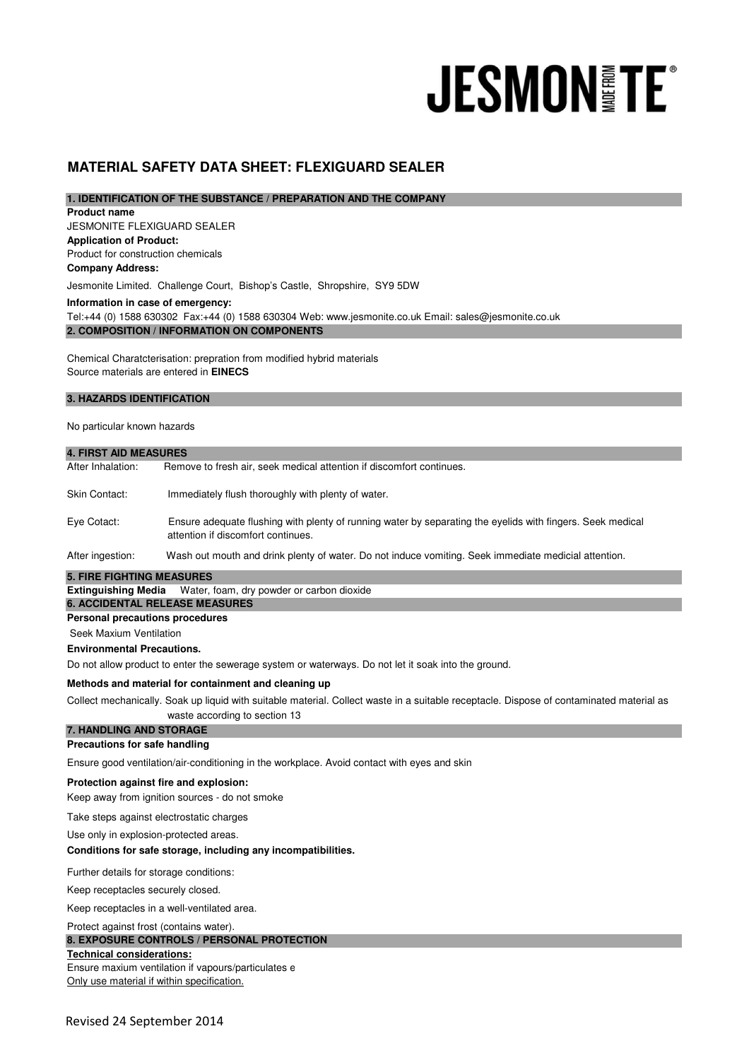# JESMONITE

## MATERIAL SAFETY DATA SHEET: FLEXIGUARD SEALER

### 1. IDENTIFICATION OF THE SUBSTANCE / PREPARATION AND THE COMPANY

**Product name**
JESMONITE FLEXIGUARD SEALER

**Application of Product:**
Product for construction chemicals

**Company Address:**
Jesmonite Limited. Challenge Court, Bishop's Castle, Shropshire, SY9 5DW

**Information in case of emergency:**
Tel:+44 (0) 1588 630302 Fax:+44 (0) 1588 630304 Web: www.jesmonite.co.uk Email: sales@jesmonite.co.uk

### 2. COMPOSITION / INFORMATION ON COMPONENTS

Chemical Charatcterisation: prepration from modified hybrid materials
Source materials are entered in **EINECS**

### 3. HAZARDS IDENTIFICATION

No particular known hazards

### 4. FIRST AID MEASURES

After Inhalation: Remove to fresh air, seek medical attention if discomfort continues.

Skin Contact: Immediately flush thoroughly with plenty of water.

Eye Cotact: Ensure adequate flushing with plenty of running water by separating the eyelids with fingers. Seek medical attention if discomfort continues.

After ingestion: Wash out mouth and drink plenty of water. Do not induce vomiting. Seek immediate medicial attention.

### 5. FIRE FIGHTING MEASURES

**Extinguishing Media** Water, foam, dry powder or carbon dioxide

### 6. ACCIDENTAL RELEASE MEASURES

**Personal precautions procedures**
Seek Maxium Ventilation

**Environmental Precautions.**
Do not allow product to enter the sewerage system or waterways. Do not let it soak into the ground.

**Methods and material for containment and cleaning up**
Collect mechanically. Soak up liquid with suitable material. Collect waste in a suitable receptacle. Dispose of contaminated material as waste according to section 13

### 7. HANDLING AND STORAGE

**Precautions for safe handling**
Ensure good ventilation/air-conditioning in the workplace. Avoid contact with eyes and skin

**Protection against fire and explosion:**
Keep away from ignition sources - do not smoke

Take steps against electrostatic charges

Use only in explosion-protected areas.

**Conditions for safe storage, including any incompatibilities.**

Further details for storage conditions:

Keep receptacles securely closed.

Keep receptacles in a well-ventilated area.

Protect against frost (contains water).

### 8. EXPOSURE CONTROLS / PERSONAL PROTECTION

**Technical considerations:**
Ensure maxium ventilation if vapours/particulates e
Only use material if within specification.

Revised 24 September 2014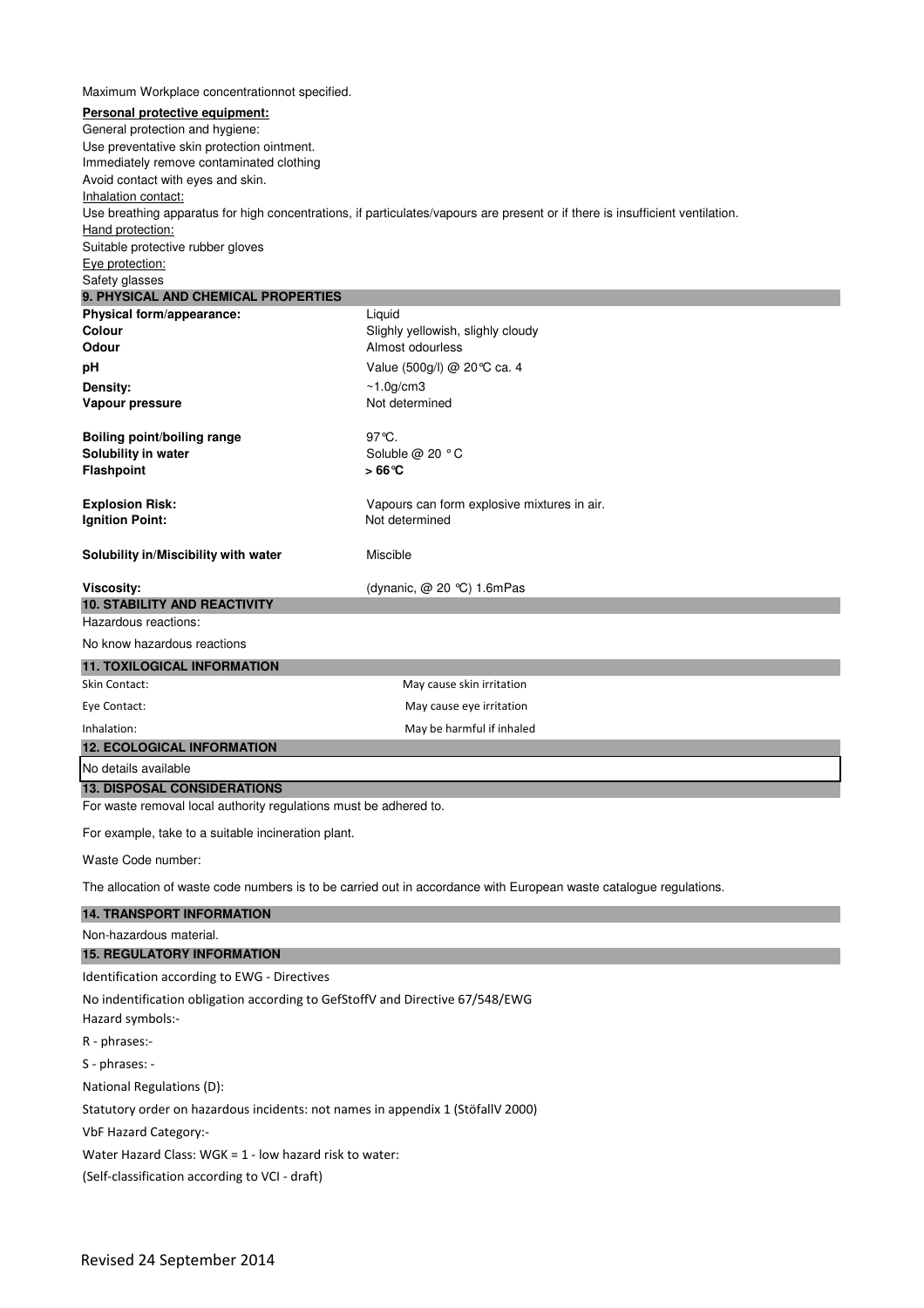Maximum Workplace concentrationnot specified.

**Personal protective equipment:**

General protection and hygiene:
Use preventative skin protection ointment.
Immediately remove contaminated clothing
Avoid contact with eyes and skin.

Inhalation contact:
Use breathing apparatus for high concentrations, if particulates/vapours are present or if there is insufficient ventilation.

Hand protection:
Suitable protective rubber gloves

Eye protection:
Safety glasses

## 9. PHYSICAL AND CHEMICAL PROPERTIES

| | |
|---|---|
| **Physical form/appearance:** | Liquid |
| **Colour** | Slighy yellowish, slighly cloudy |
| **Odour** | Almost odourless |
| **pH** | Value (500g/l) @ 20°C ca. 4 |
| **Density:** | ~1.0g/cm3 |
| **Vapour pressure** | Not determined |
| **Boiling point/boiling range** | 97°C. |
| **Solubility in water** | Soluble @ 20 ° C |
| **Flashpoint** | **> 66°C** |
| **Explosion Risk:** | Vapours can form explosive mixtures in air. |
| **Ignition Point:** | Not determined |
| **Solubility in/Miscibility with water** | Miscible |
| **Viscosity:** | (dynanic, @ 20 °C) 1.6mPas |

## 10. STABILITY AND REACTIVITY

Hazardous reactions:

No know hazardous reactions

## 11. TOXILOGICAL INFORMATION

| | |
|---|---|
| Skin Contact: | May cause skin irritation |
| Eye Contact: | May cause eye irritation |
| Inhalation: | May be harmful if inhaled |

## 12. ECOLOGICAL INFORMATION

No details available

## 13. DISPOSAL CONSIDERATIONS

For waste removal local authority regulations must be adhered to.

For example, take to a suitable incineration plant.

Waste Code number:

The allocation of waste code numbers is to be carried out in accordance with European waste catalogue regulations.

## 14. TRANSPORT INFORMATION

Non-hazardous material.

## 15. REGULATORY INFORMATION

Identification according to EWG - Directives

No indentification obligation according to GefStoffV and Directive 67/548/EWG

Hazard symbols:-

R - phrases:-

S - phrases: -

National Regulations (D):

Statutory order on hazardous incidents: not names in appendix 1 (StöfallV 2000)

VbF Hazard Category:-

Water Hazard Class: WGK = 1 - low hazard risk to water:

(Self-classification according to VCI - draft)

Revised 24 September 2014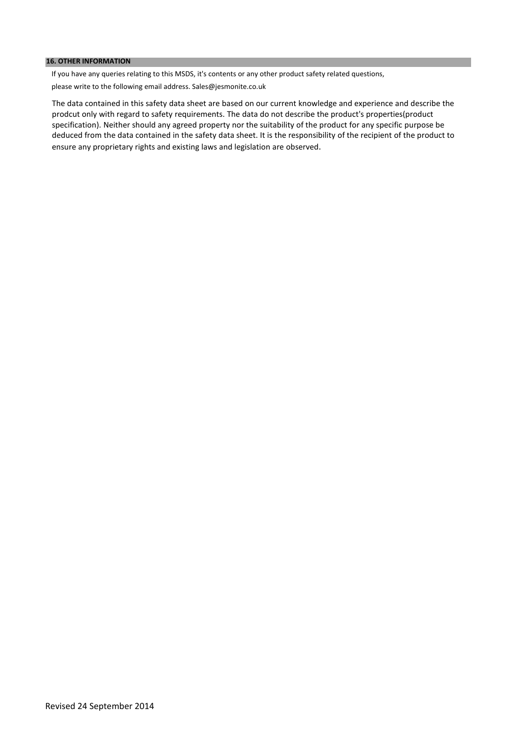## 16. OTHER INFORMATION

If you have any queries relating to this MSDS, it's contents or any other product safety related questions, please write to the following email address. Sales@jesmonite.co.uk

The data contained in this safety data sheet are based on our current knowledge and experience and describe the prodcut only with regard to safety requirements. The data do not describe the product's properties(product specification). Neither should any agreed property nor the suitability of the product for any specific purpose be deduced from the data contained in the safety data sheet. It is the responsibility of the recipient of the product to ensure any proprietary rights and existing laws and legislation are observed.

Revised 24 September 2014